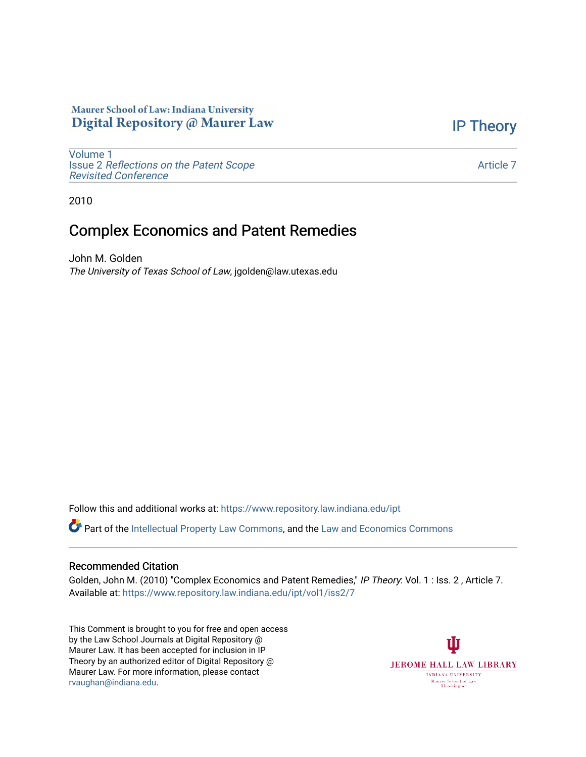Maurer School of Law: Indiana University
Digital Repository @ Maurer Law

IP Theory

Volume 1
Issue 2 *Reflections on the Patent Scope Revisited Conference*

Article 7

2010

# Complex Economics and Patent Remedies

John M. Golden
*The University of Texas School of Law*, jgolden@law.utexas.edu

Follow this and additional works at: https://www.repository.law.indiana.edu/ipt

Part of the Intellectual Property Law Commons, and the Law and Economics Commons

## Recommended Citation

Golden, John M. (2010) "Complex Economics and Patent Remedies," *IP Theory*: Vol. 1 : Iss. 2 , Article 7.
Available at: https://www.repository.law.indiana.edu/ipt/vol1/iss2/7

This Comment is brought to you for free and open access by the Law School Journals at Digital Repository @ Maurer Law. It has been accepted for inclusion in IP Theory by an authorized editor of Digital Repository @ Maurer Law. For more information, please contact rvaughan@indiana.edu.

JEROME HALL LAW LIBRARY
INDIANA UNIVERSITY
Maurer School of Law
Bloomington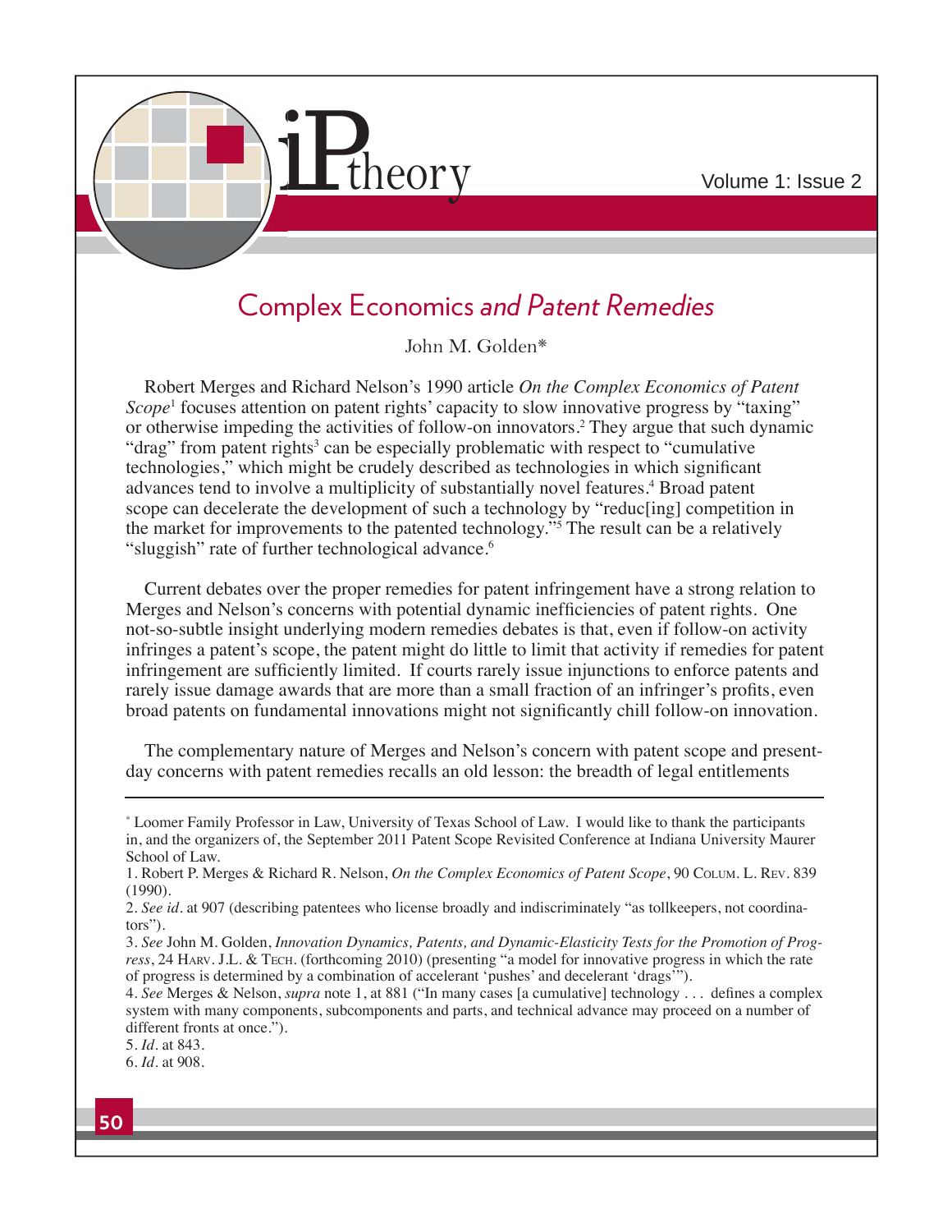# Complex Economics *and Patent Remedies*

John M. Golden*

Robert Merges and Richard Nelson's 1990 article *On the Complex Economics of Patent Scope*[1] focuses attention on patent rights' capacity to slow innovative progress by "taxing" or otherwise impeding the activities of follow-on innovators.[2] They argue that such dynamic "drag" from patent rights[3] can be especially problematic with respect to "cumulative technologies," which might be crudely described as technologies in which significant advances tend to involve a multiplicity of substantially novel features.[4] Broad patent scope can decelerate the development of such a technology by "reduc[ing] competition in the market for improvements to the patented technology."[5] The result can be a relatively "sluggish" rate of further technological advance.[6]

Current debates over the proper remedies for patent infringement have a strong relation to Merges and Nelson's concerns with potential dynamic inefficiencies of patent rights. One not-so-subtle insight underlying modern remedies debates is that, even if follow-on activity infringes a patent's scope, the patent might do little to limit that activity if remedies for patent infringement are sufficiently limited. If courts rarely issue injunctions to enforce patents and rarely issue damage awards that are more than a small fraction of an infringer's profits, even broad patents on fundamental innovations might not significantly chill follow-on innovation.

The complementary nature of Merges and Nelson's concern with patent scope and present-day concerns with patent remedies recalls an old lesson: the breadth of legal entitlements

---

\* Loomer Family Professor in Law, University of Texas School of Law. I would like to thank the participants in, and the organizers of, the September 2011 Patent Scope Revisited Conference at Indiana University Maurer School of Law.

1. Robert P. Merges & Richard R. Nelson, *On the Complex Economics of Patent Scope*, 90 COLUM. L. REV. 839 (1990).

2. *See id*. at 907 (describing patentees who license broadly and indiscriminately "as tollkeepers, not coordinators").

3. *See* John M. Golden, *Innovation Dynamics, Patents, and Dynamic-Elasticity Tests for the Promotion of Progress*, 24 HARV. J.L. & TECH. (forthcoming 2010) (presenting "a model for innovative progress in which the rate of progress is determined by a combination of accelerant 'pushes' and decelerant 'drags'").

4. *See* Merges & Nelson, *supra* note 1, at 881 ("In many cases [a cumulative] technology . . . defines a complex system with many components, subcomponents and parts, and technical advance may proceed on a number of different fronts at once.").

5. *Id*. at 843.

6. *Id*. at 908.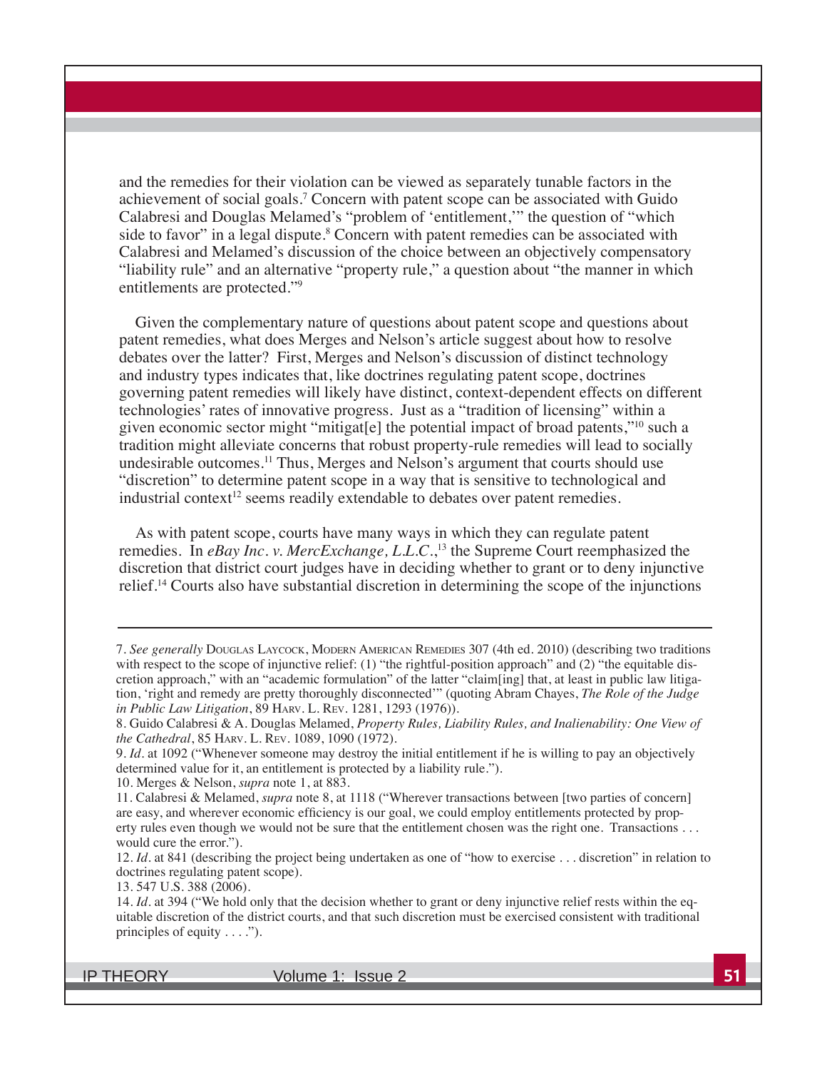and the remedies for their violation can be viewed as separately tunable factors in the achievement of social goals.[7] Concern with patent scope can be associated with Guido Calabresi and Douglas Melamed's "problem of 'entitlement,'" the question of "which side to favor" in a legal dispute.[8] Concern with patent remedies can be associated with Calabresi and Melamed's discussion of the choice between an objectively compensatory "liability rule" and an alternative "property rule," a question about "the manner in which entitlements are protected."[9]

Given the complementary nature of questions about patent scope and questions about patent remedies, what does Merges and Nelson's article suggest about how to resolve debates over the latter? First, Merges and Nelson's discussion of distinct technology and industry types indicates that, like doctrines regulating patent scope, doctrines governing patent remedies will likely have distinct, context-dependent effects on different technologies' rates of innovative progress. Just as a "tradition of licensing" within a given economic sector might "mitigat[e] the potential impact of broad patents,"[10] such a tradition might alleviate concerns that robust property-rule remedies will lead to socially undesirable outcomes.[11] Thus, Merges and Nelson's argument that courts should use "discretion" to determine patent scope in a way that is sensitive to technological and industrial context[12] seems readily extendable to debates over patent remedies.

As with patent scope, courts have many ways in which they can regulate patent remedies. In *eBay Inc. v. MercExchange, L.L.C.*,[13] the Supreme Court reemphasized the discretion that district court judges have in deciding whether to grant or to deny injunctive relief.[14] Courts also have substantial discretion in determining the scope of the injunctions

---

7. *See generally* Douglas Laycock, Modern American Remedies 307 (4th ed. 2010) (describing two traditions with respect to the scope of injunctive relief: (1) "the rightful-position approach" and (2) "the equitable discretion approach," with an "academic formulation" of the latter "claim[ing] that, at least in public law litigation, 'right and remedy are pretty thoroughly disconnected'" (quoting Abram Chayes, *The Role of the Judge in Public Law Litigation*, 89 Harv. L. Rev. 1281, 1293 (1976)).

8. Guido Calabresi & A. Douglas Melamed, *Property Rules, Liability Rules, and Inalienability: One View of the Cathedral*, 85 Harv. L. Rev. 1089, 1090 (1972).

9. *Id.* at 1092 ("Whenever someone may destroy the initial entitlement if he is willing to pay an objectively determined value for it, an entitlement is protected by a liability rule.").

10. Merges & Nelson, *supra* note 1, at 883.

11. Calabresi & Melamed, *supra* note 8, at 1118 ("Wherever transactions between [two parties of concern] are easy, and wherever economic efficiency is our goal, we could employ entitlements protected by property rules even though we would not be sure that the entitlement chosen was the right one. Transactions . . . would cure the error.").

12. *Id.* at 841 (describing the project being undertaken as one of "how to exercise . . . discretion" in relation to doctrines regulating patent scope).

13. 547 U.S. 388 (2006).

14. *Id.* at 394 ("We hold only that the decision whether to grant or deny injunctive relief rests within the equitable discretion of the district courts, and that such discretion must be exercised consistent with traditional principles of equity . . . .").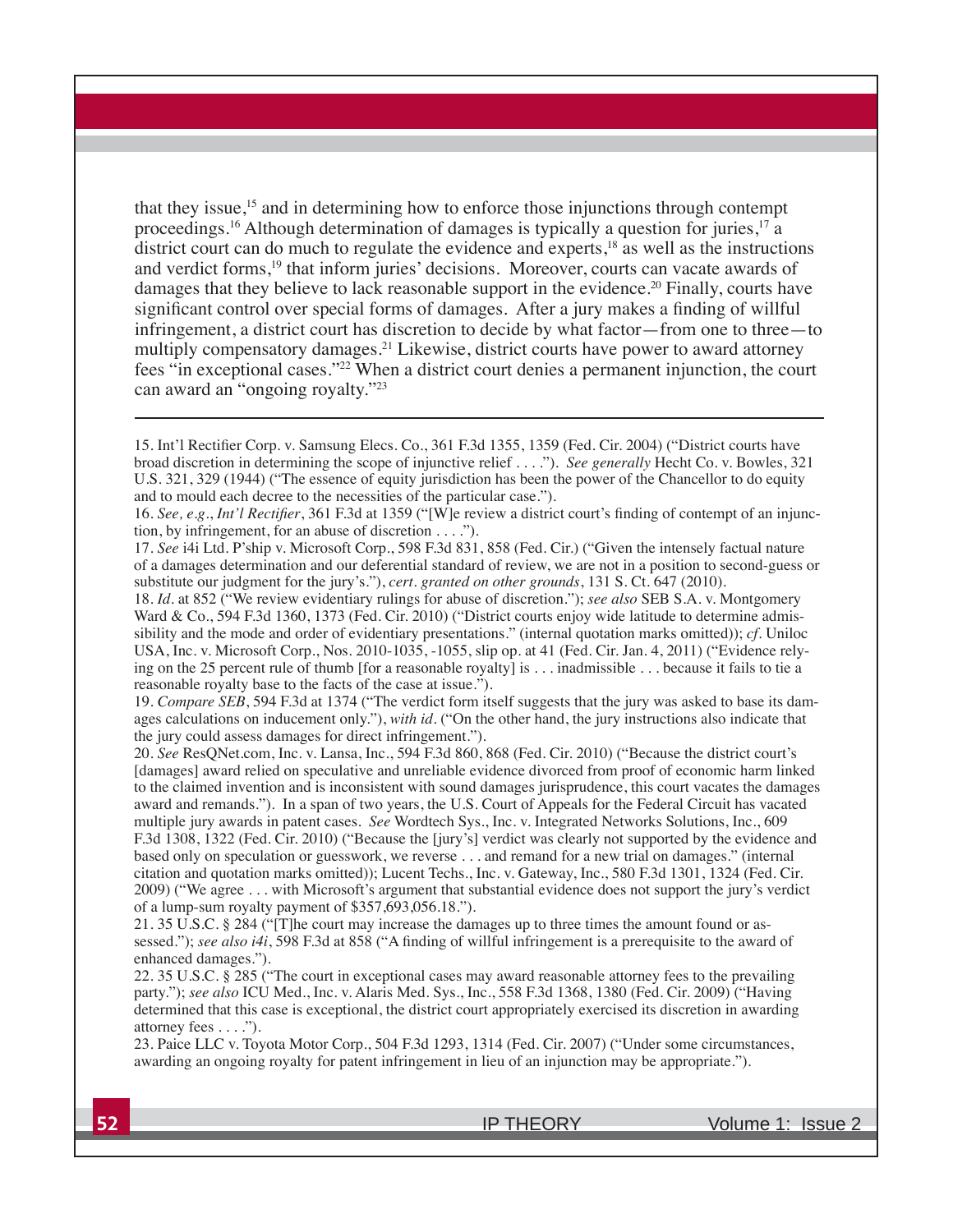that they issue,[15] and in determining how to enforce those injunctions through contempt proceedings.[16] Although determination of damages is typically a question for juries,[17] a district court can do much to regulate the evidence and experts,[18] as well as the instructions and verdict forms,[19] that inform juries' decisions. Moreover, courts can vacate awards of damages that they believe to lack reasonable support in the evidence.[20] Finally, courts have significant control over special forms of damages. After a jury makes a finding of willful infringement, a district court has discretion to decide by what factor—from one to three—to multiply compensatory damages.[21] Likewise, district courts have power to award attorney fees "in exceptional cases."[22] When a district court denies a permanent injunction, the court can award an "ongoing royalty."[23]

---

15. Int'l Rectifier Corp. v. Samsung Elecs. Co., 361 F.3d 1355, 1359 (Fed. Cir. 2004) ("District courts have broad discretion in determining the scope of injunctive relief . . . ."). *See generally* Hecht Co. v. Bowles, 321 U.S. 321, 329 (1944) ("The essence of equity jurisdiction has been the power of the Chancellor to do equity and to mould each decree to the necessities of the particular case.").

16. *See, e.g.*, *Int'l Rectifier*, 361 F.3d at 1359 ("[W]e review a district court's finding of contempt of an injunction, by infringement, for an abuse of discretion . . . .").

17. *See* i4i Ltd. P'ship v. Microsoft Corp., 598 F.3d 831, 858 (Fed. Cir.) ("Given the intensely factual nature of a damages determination and our deferential standard of review, we are not in a position to second-guess or substitute our judgment for the jury's."), *cert. granted on other grounds*, 131 S. Ct. 647 (2010).

18. *Id*. at 852 ("We review evidentiary rulings for abuse of discretion."); *see also* SEB S.A. v. Montgomery Ward & Co., 594 F.3d 1360, 1373 (Fed. Cir. 2010) ("District courts enjoy wide latitude to determine admissibility and the mode and order of evidentiary presentations." (internal quotation marks omitted)); *cf*. Uniloc USA, Inc. v. Microsoft Corp., Nos. 2010-1035, -1055, slip op. at 41 (Fed. Cir. Jan. 4, 2011) ("Evidence relying on the 25 percent rule of thumb [for a reasonable royalty] is . . . inadmissible . . . because it fails to tie a reasonable royalty base to the facts of the case at issue.").

19. *Compare SEB*, 594 F.3d at 1374 ("The verdict form itself suggests that the jury was asked to base its damages calculations on inducement only."), *with id*. ("On the other hand, the jury instructions also indicate that the jury could assess damages for direct infringement.").

20. *See* ResQNet.com, Inc. v. Lansa, Inc., 594 F.3d 860, 868 (Fed. Cir. 2010) ("Because the district court's [damages] award relied on speculative and unreliable evidence divorced from proof of economic harm linked to the claimed invention and is inconsistent with sound damages jurisprudence, this court vacates the damages award and remands."). In a span of two years, the U.S. Court of Appeals for the Federal Circuit has vacated multiple jury awards in patent cases. *See* Wordtech Sys., Inc. v. Integrated Networks Solutions, Inc., 609 F.3d 1308, 1322 (Fed. Cir. 2010) ("Because the [jury's] verdict was clearly not supported by the evidence and based only on speculation or guesswork, we reverse . . . and remand for a new trial on damages." (internal citation and quotation marks omitted)); Lucent Techs., Inc. v. Gateway, Inc., 580 F.3d 1301, 1324 (Fed. Cir. 2009) ("We agree . . . with Microsoft's argument that substantial evidence does not support the jury's verdict of a lump-sum royalty payment of $357,693,056.18.").

21. 35 U.S.C. § 284 ("[T]he court may increase the damages up to three times the amount found or assessed."); *see also i4i*, 598 F.3d at 858 ("A finding of willful infringement is a prerequisite to the award of enhanced damages.").

22. 35 U.S.C. § 285 ("The court in exceptional cases may award reasonable attorney fees to the prevailing party."); *see also* ICU Med., Inc. v. Alaris Med. Sys., Inc., 558 F.3d 1368, 1380 (Fed. Cir. 2009) ("Having determined that this case is exceptional, the district court appropriately exercised its discretion in awarding attorney fees . . . .").

23. Paice LLC v. Toyota Motor Corp., 504 F.3d 1293, 1314 (Fed. Cir. 2007) ("Under some circumstances, awarding an ongoing royalty for patent infringement in lieu of an injunction may be appropriate.").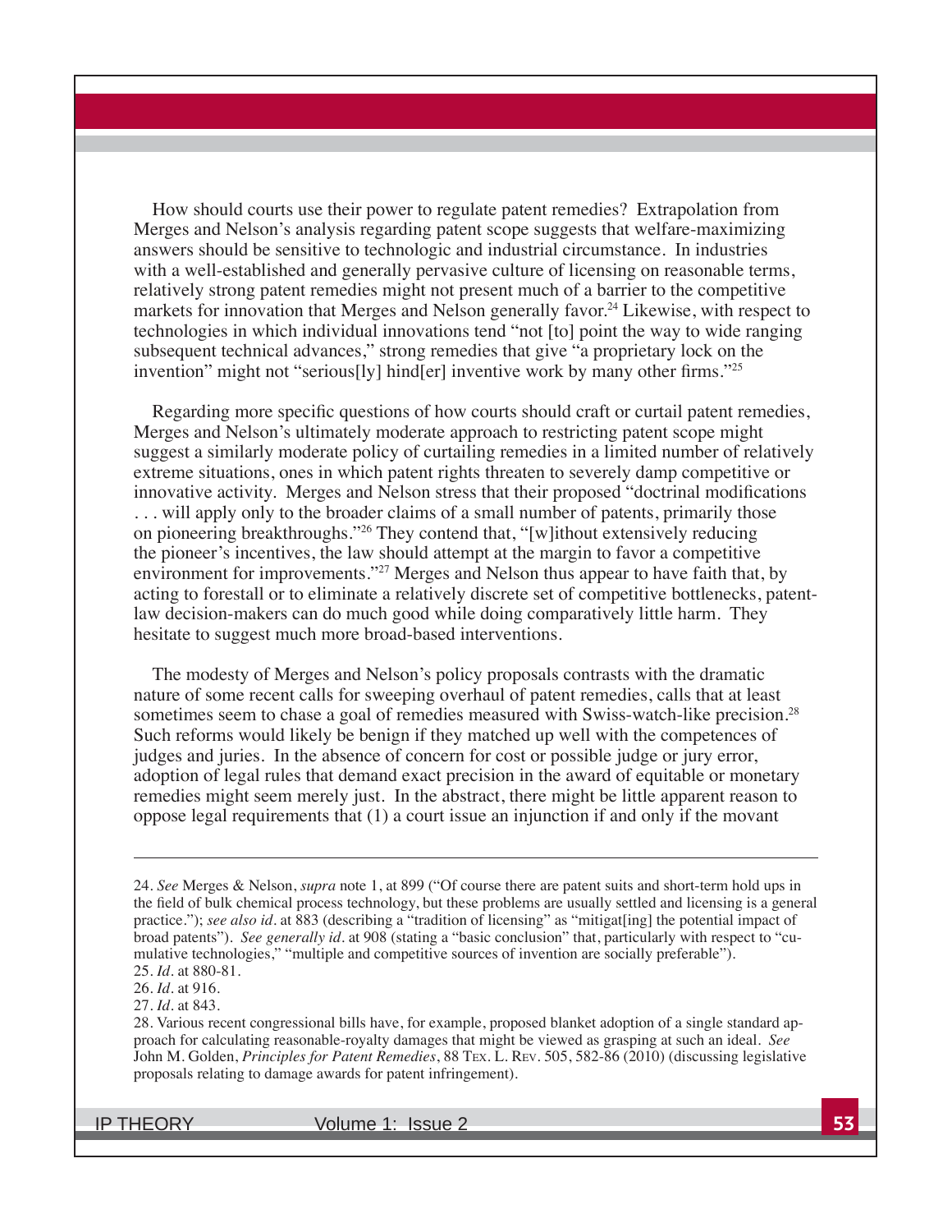How should courts use their power to regulate patent remedies? Extrapolation from Merges and Nelson's analysis regarding patent scope suggests that welfare-maximizing answers should be sensitive to technologic and industrial circumstance. In industries with a well-established and generally pervasive culture of licensing on reasonable terms, relatively strong patent remedies might not present much of a barrier to the competitive markets for innovation that Merges and Nelson generally favor.[24] Likewise, with respect to technologies in which individual innovations tend "not [to] point the way to wide ranging subsequent technical advances," strong remedies that give "a proprietary lock on the invention" might not "serious[ly] hind[er] inventive work by many other firms."[25]

Regarding more specific questions of how courts should craft or curtail patent remedies, Merges and Nelson's ultimately moderate approach to restricting patent scope might suggest a similarly moderate policy of curtailing remedies in a limited number of relatively extreme situations, ones in which patent rights threaten to severely damp competitive or innovative activity. Merges and Nelson stress that their proposed "doctrinal modifications . . . will apply only to the broader claims of a small number of patents, primarily those on pioneering breakthroughs."[26] They contend that, "[w]ithout extensively reducing the pioneer's incentives, the law should attempt at the margin to favor a competitive environment for improvements."[27] Merges and Nelson thus appear to have faith that, by acting to forestall or to eliminate a relatively discrete set of competitive bottlenecks, patent-law decision-makers can do much good while doing comparatively little harm. They hesitate to suggest much more broad-based interventions.

The modesty of Merges and Nelson's policy proposals contrasts with the dramatic nature of some recent calls for sweeping overhaul of patent remedies, calls that at least sometimes seem to chase a goal of remedies measured with Swiss-watch-like precision.[28] Such reforms would likely be benign if they matched up well with the competences of judges and juries. In the absence of concern for cost or possible judge or jury error, adoption of legal rules that demand exact precision in the award of equitable or monetary remedies might seem merely just. In the abstract, there might be little apparent reason to oppose legal requirements that (1) a court issue an injunction if and only if the movant

---

24. *See* Merges & Nelson, *supra* note 1, at 899 ("Of course there are patent suits and short-term hold ups in the field of bulk chemical process technology, but these problems are usually settled and licensing is a general practice."); *see also id.* at 883 (describing a "tradition of licensing" as "mitigat[ing] the potential impact of broad patents"). *See generally id.* at 908 (stating a "basic conclusion" that, particularly with respect to "cumulative technologies," "multiple and competitive sources of invention are socially preferable").

25. *Id.* at 880-81.

26. *Id.* at 916.

27. *Id.* at 843.

28. Various recent congressional bills have, for example, proposed blanket adoption of a single standard approach for calculating reasonable-royalty damages that might be viewed as grasping at such an ideal. *See* John M. Golden, *Principles for Patent Remedies*, 88 Tex. L. Rev. 505, 582-86 (2010) (discussing legislative proposals relating to damage awards for patent infringement).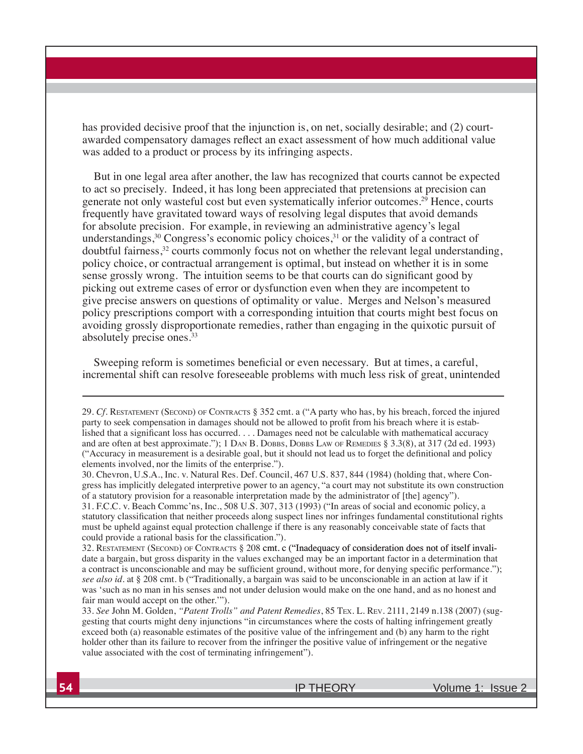has provided decisive proof that the injunction is, on net, socially desirable; and (2) court-awarded compensatory damages reflect an exact assessment of how much additional value was added to a product or process by its infringing aspects.

But in one legal area after another, the law has recognized that courts cannot be expected to act so precisely. Indeed, it has long been appreciated that pretensions at precision can generate not only wasteful cost but even systematically inferior outcomes.[29] Hence, courts frequently have gravitated toward ways of resolving legal disputes that avoid demands for absolute precision. For example, in reviewing an administrative agency's legal understandings,[30] Congress's economic policy choices,[31] or the validity of a contract of doubtful fairness,[32] courts commonly focus not on whether the relevant legal understanding, policy choice, or contractual arrangement is optimal, but instead on whether it is in some sense grossly wrong. The intuition seems to be that courts can do significant good by picking out extreme cases of error or dysfunction even when they are incompetent to give precise answers on questions of optimality or value. Merges and Nelson's measured policy prescriptions comport with a corresponding intuition that courts might best focus on avoiding grossly disproportionate remedies, rather than engaging in the quixotic pursuit of absolutely precise ones.[33]

Sweeping reform is sometimes beneficial or even necessary. But at times, a careful, incremental shift can resolve foreseeable problems with much less risk of great, unintended

---

29. *Cf*. Restatement (Second) of Contracts § 352 cmt. a ("A party who has, by his breach, forced the injured party to seek compensation in damages should not be allowed to profit from his breach where it is established that a significant loss has occurred. . . . Damages need not be calculable with mathematical accuracy and are often at best approximate."); 1 Dan B. Dobbs, Dobbs Law of Remedies § 3.3(8), at 317 (2d ed. 1993) ("Accuracy in measurement is a desirable goal, but it should not lead us to forget the definitional and policy elements involved, nor the limits of the enterprise.").

30. Chevron, U.S.A., Inc. v. Natural Res. Def. Council, 467 U.S. 837, 844 (1984) (holding that, where Congress has implicitly delegated interpretive power to an agency, "a court may not substitute its own construction of a statutory provision for a reasonable interpretation made by the administrator of [the] agency").

31. F.C.C. v. Beach Commc'ns, Inc., 508 U.S. 307, 313 (1993) ("In areas of social and economic policy, a statutory classification that neither proceeds along suspect lines nor infringes fundamental constitutional rights must be upheld against equal protection challenge if there is any reasonably conceivable state of facts that could provide a rational basis for the classification.").

32. Restatement (Second) of Contracts § 208 cmt. c ("Inadequacy of consideration does not of itself invalidate a bargain, but gross disparity in the values exchanged may be an important factor in a determination that a contract is unconscionable and may be sufficient ground, without more, for denying specific performance."); *see also id*. at § 208 cmt. b ("Traditionally, a bargain was said to be unconscionable in an action at law if it was 'such as no man in his senses and not under delusion would make on the one hand, and as no honest and fair man would accept on the other.'").

33. *See* John M. Golden, *"Patent Trolls" and Patent Remedies*, 85 Tex. L. Rev. 2111, 2149 n.138 (2007) (suggesting that courts might deny injunctions "in circumstances where the costs of halting infringement greatly exceed both (a) reasonable estimates of the positive value of the infringement and (b) any harm to the right holder other than its failure to recover from the infringer the positive value of infringement or the negative value associated with the cost of terminating infringement").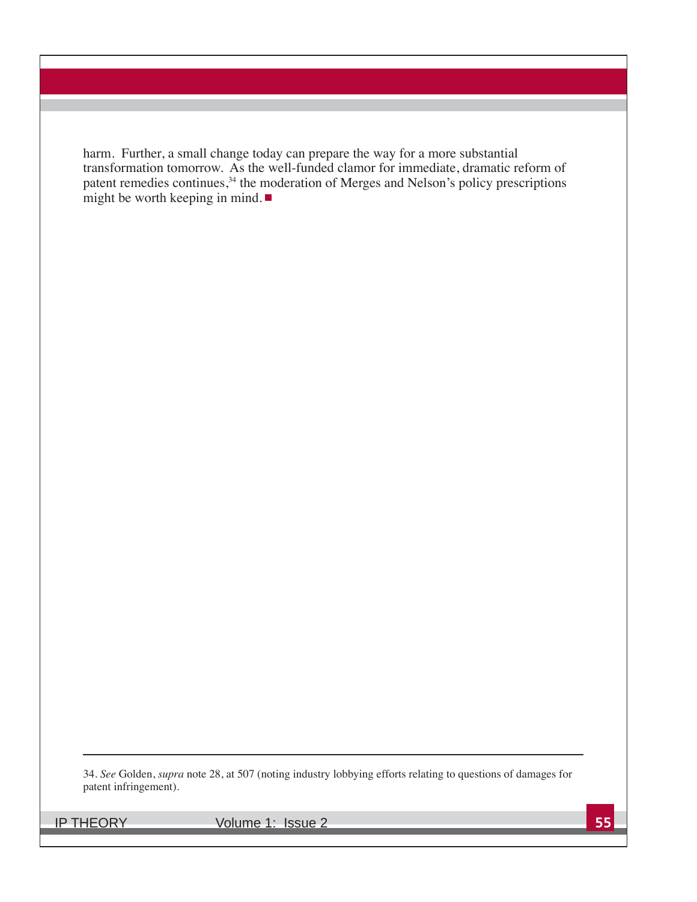harm. Further, a small change today can prepare the way for a more substantial transformation tomorrow. As the well-funded clamor for immediate, dramatic reform of patent remedies continues,[34] the moderation of Merges and Nelson's policy prescriptions might be worth keeping in mind. ■

---

34. *See* Golden, *supra* note 28, at 507 (noting industry lobbying efforts relating to questions of damages for patent infringement).